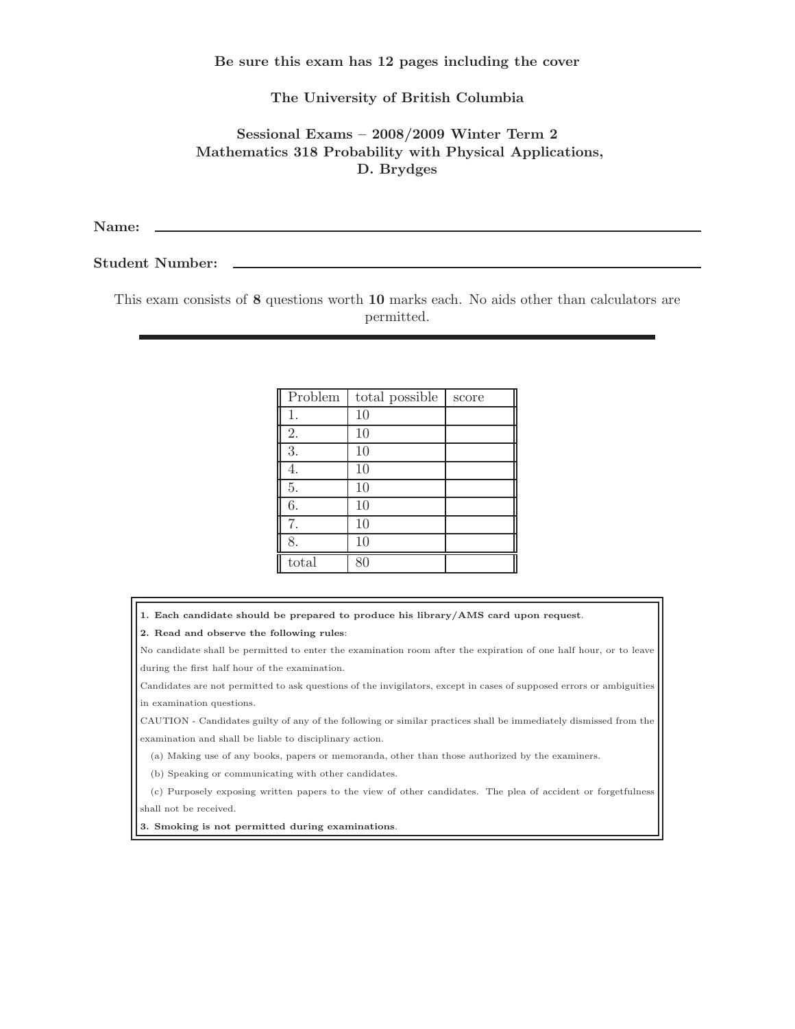**Be sure this exam has 12 pages including the cover**

**The University of British Columbia**

**Sessional Exams – 2008/2009 Winter Term 2**
**Mathematics 318 Probability with Physical Applications,**
**D. Brydges**

**Name:** ______________________________________________

**Student Number:** ______________________________________

This exam consists of **8** questions worth **10** marks each. No aids other than calculators are permitted.

| Problem | total possible | score |
|---|---|---|
| 1. | 10 | |
| 2. | 10 | |
| 3. | 10 | |
| 4. | 10 | |
| 5. | 10 | |
| 6. | 10 | |
| 7. | 10 | |
| 8. | 10 | |
| total | 80 | |

**1. Each candidate should be prepared to produce his library/AMS card upon request.**

**2. Read and observe the following rules:**

No candidate shall be permitted to enter the examination room after the expiration of one half hour, or to leave during the first half hour of the examination.

Candidates are not permitted to ask questions of the invigilators, except in cases of supposed errors or ambiguities in examination questions.

CAUTION - Candidates guilty of any of the following or similar practices shall be immediately dismissed from the examination and shall be liable to disciplinary action.

(a) Making use of any books, papers or memoranda, other than those authorized by the examiners.

(b) Speaking or communicating with other candidates.

(c) Purposely exposing written papers to the view of other candidates. The plea of accident or forgetfulness shall not be received.

**3. Smoking is not permitted during examinations.**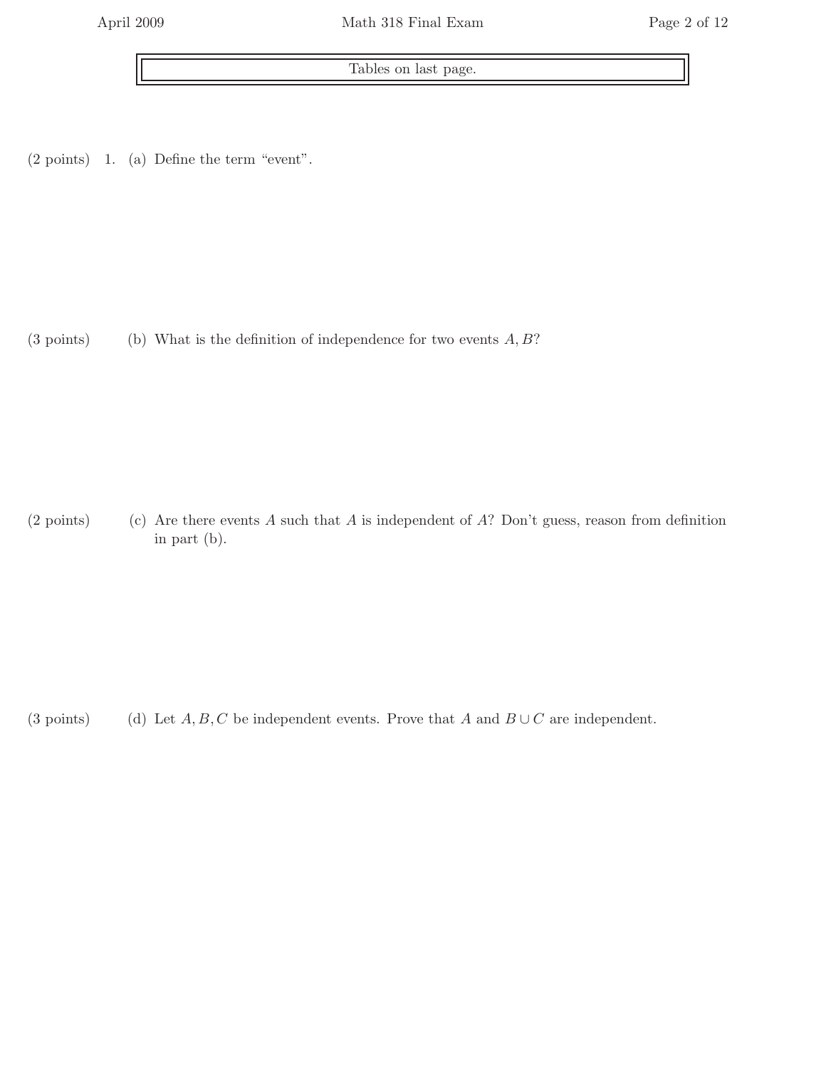Tables on last page.

(2 points) 1. (a) Define the term "event".

(3 points) (b) What is the definition of independence for two events $A, B$?

(2 points) (c) Are there events $A$ such that $A$ is independent of $A$? Don't guess, reason from definition in part (b).

(3 points) (d) Let $A, B, C$ be independent events. Prove that $A$ and $B \cup C$ are independent.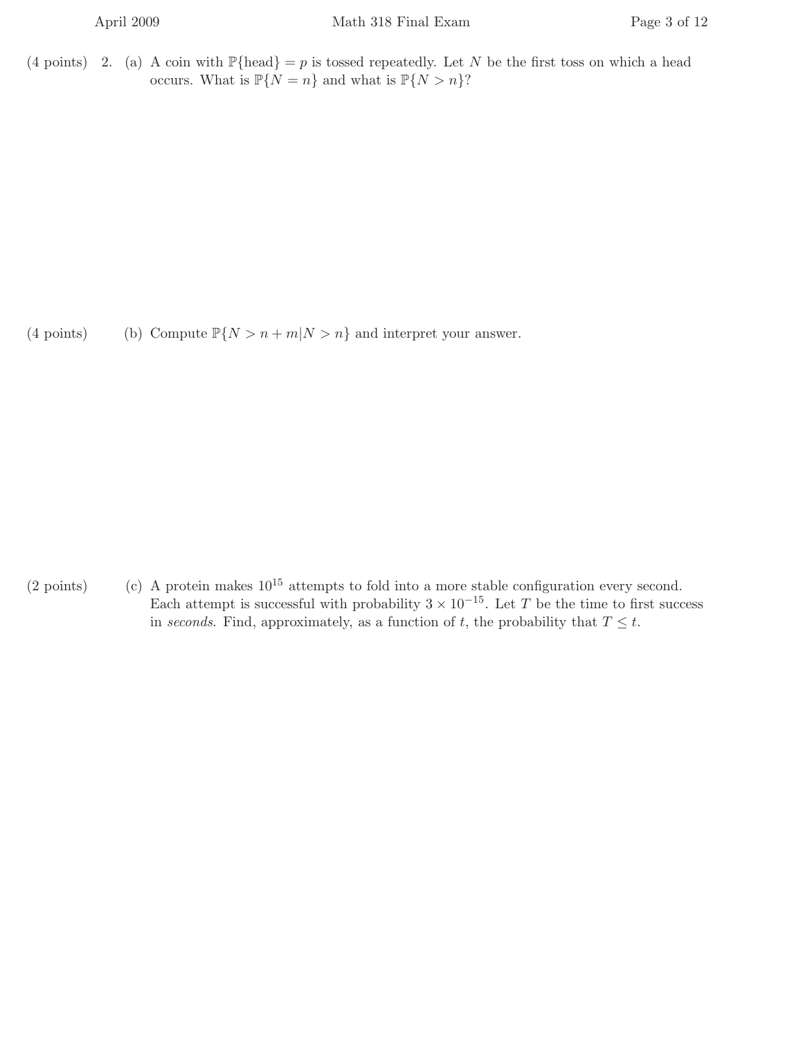(4 points) 2. (a) A coin with $\mathbb{P}\{\text{head}\} = p$ is tossed repeatedly. Let $N$ be the first toss on which a head occurs. What is $\mathbb{P}\{N = n\}$ and what is $\mathbb{P}\{N > n\}$?

(4 points) (b) Compute $\mathbb{P}\{N > n + m | N > n\}$ and interpret your answer.

(2 points) (c) A protein makes $10^{15}$ attempts to fold into a more stable configuration every second. Each attempt is successful with probability $3 \times 10^{-15}$. Let $T$ be the time to first success in *seconds*. Find, approximately, as a function of $t$, the probability that $T \leq t$.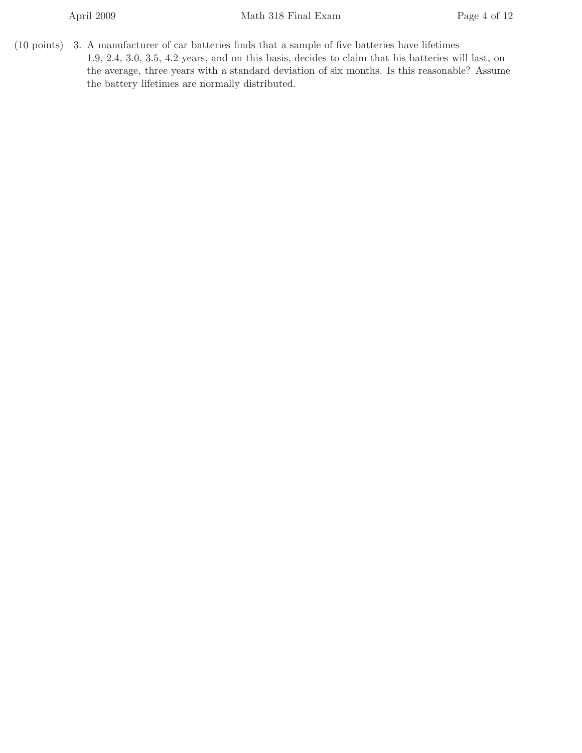(10 points) 3. A manufacturer of car batteries finds that a sample of five batteries have lifetimes 1.9, 2.4, 3.0, 3.5, 4.2 years, and on this basis, decides to claim that his batteries will last, on the average, three years with a standard deviation of six months. Is this reasonable? Assume the battery lifetimes are normally distributed.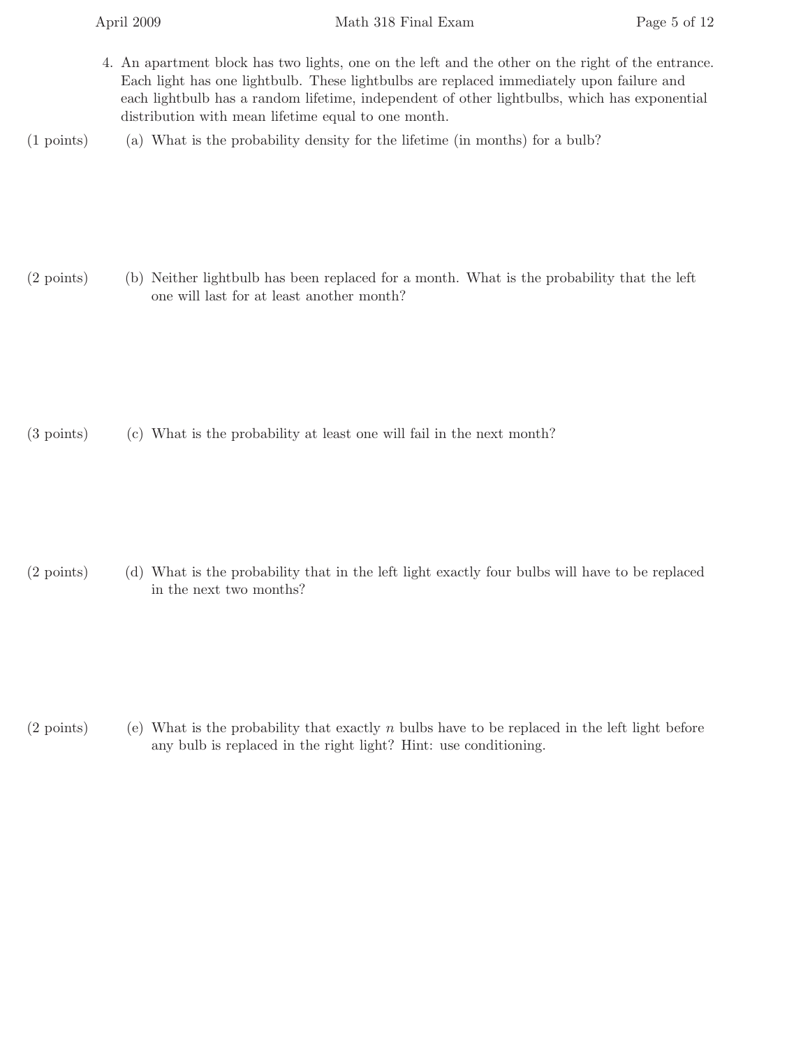4. An apartment block has two lights, one on the left and the other on the right of the entrance. Each light has one lightbulb. These lightbulbs are replaced immediately upon failure and each lightbulb has a random lifetime, independent of other lightbulbs, which has exponential distribution with mean lifetime equal to one month.

(1 points) (a) What is the probability density for the lifetime (in months) for a bulb?

(2 points) (b) Neither lightbulb has been replaced for a month. What is the probability that the left one will last for at least another month?

(3 points) (c) What is the probability at least one will fail in the next month?

(2 points) (d) What is the probability that in the left light exactly four bulbs will have to be replaced in the next two months?

(2 points) (e) What is the probability that exactly $n$ bulbs have to be replaced in the left light before any bulb is replaced in the right light? Hint: use conditioning.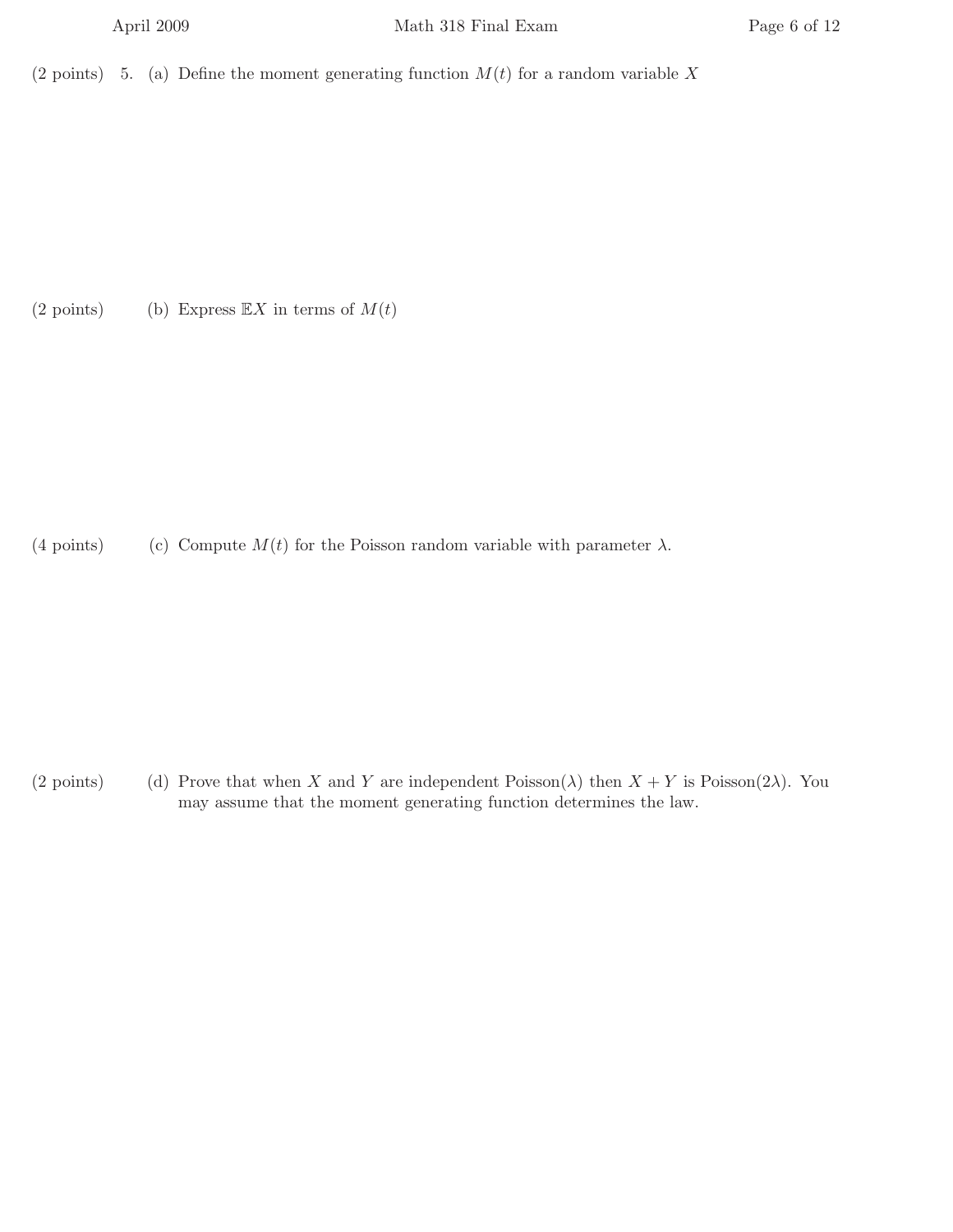(2 points) 5. (a) Define the moment generating function $M(t)$ for a random variable $X$

(2 points) (b) Express $\mathbb{E}X$ in terms of $M(t)$

(4 points) (c) Compute $M(t)$ for the Poisson random variable with parameter $\lambda$.

(2 points) (d) Prove that when $X$ and $Y$ are independent Poisson($\lambda$) then $X + Y$ is Poisson($2\lambda$). You may assume that the moment generating function determines the law.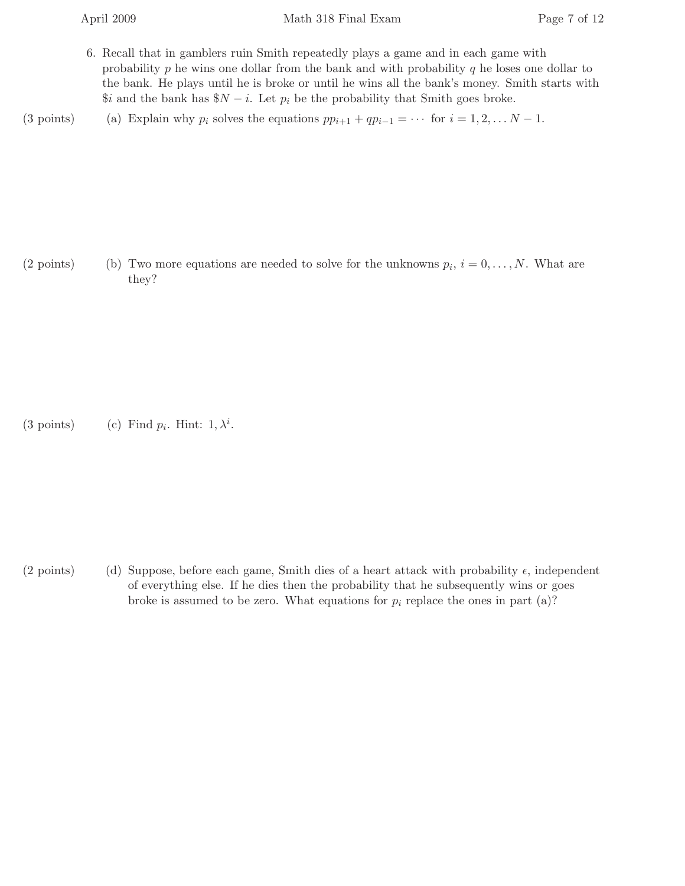6. Recall that in gamblers ruin Smith repeatedly plays a game and in each game with probability $p$ he wins one dollar from the bank and with probability $q$ he loses one dollar to the bank. He plays until he is broke or until he wins all the bank's money. Smith starts with \$$i$ and the bank has \$$N - i$. Let $p_i$ be the probability that Smith goes broke.

(3 points) (a) Explain why $p_i$ solves the equations $pp_{i+1} + qp_{i-1} = \cdots$ for $i = 1, 2, \ldots N - 1$.

(2 points) (b) Two more equations are needed to solve for the unknowns $p_i$, $i = 0, \ldots, N$. What are they?

(3 points) (c) Find $p_i$. Hint: $1, \lambda^i$.

(2 points) (d) Suppose, before each game, Smith dies of a heart attack with probability $\epsilon$, independent of everything else. If he dies then the probability that he subsequently wins or goes broke is assumed to be zero. What equations for $p_i$ replace the ones in part (a)?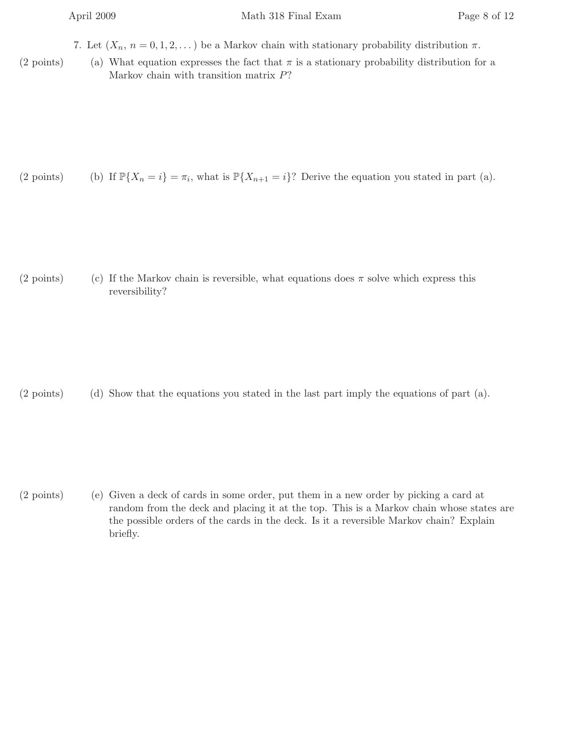7. Let $(X_n,\ n = 0, 1, 2, \dots)$ be a Markov chain with stationary probability distribution $\pi$.

(2 points) (a) What equation expresses the fact that $\pi$ is a stationary probability distribution for a Markov chain with transition matrix $P$?

(2 points) (b) If $\mathbb{P}\{X_n = i\} = \pi_i$, what is $\mathbb{P}\{X_{n+1} = i\}$? Derive the equation you stated in part (a).

(2 points) (c) If the Markov chain is reversible, what equations does $\pi$ solve which express this reversibility?

(2 points) (d) Show that the equations you stated in the last part imply the equations of part (a).

(2 points) (e) Given a deck of cards in some order, put them in a new order by picking a card at random from the deck and placing it at the top. This is a Markov chain whose states are the possible orders of the cards in the deck. Is it a reversible Markov chain? Explain briefly.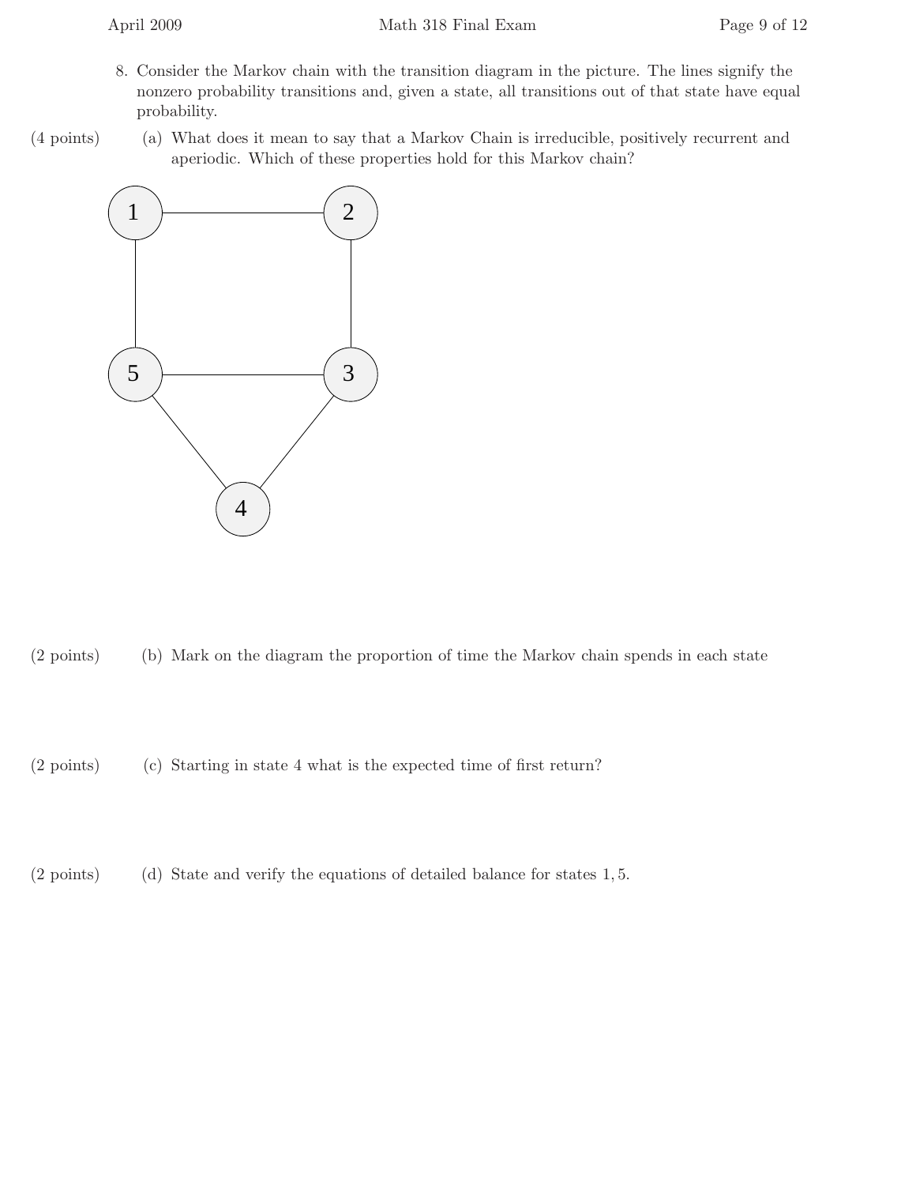8. Consider the Markov chain with the transition diagram in the picture. The lines signify the nonzero probability transitions and, given a state, all transitions out of that state have equal probability.

(4 points) (a) What does it mean to say that a Markov Chain is irreducible, positively recurrent and aperiodic. Which of these properties hold for this Markov chain?

(2 points) (b) Mark on the diagram the proportion of time the Markov chain spends in each state

(2 points) (c) Starting in state 4 what is the expected time of first return?

(2 points) (d) State and verify the equations of detailed balance for states $1, 5$.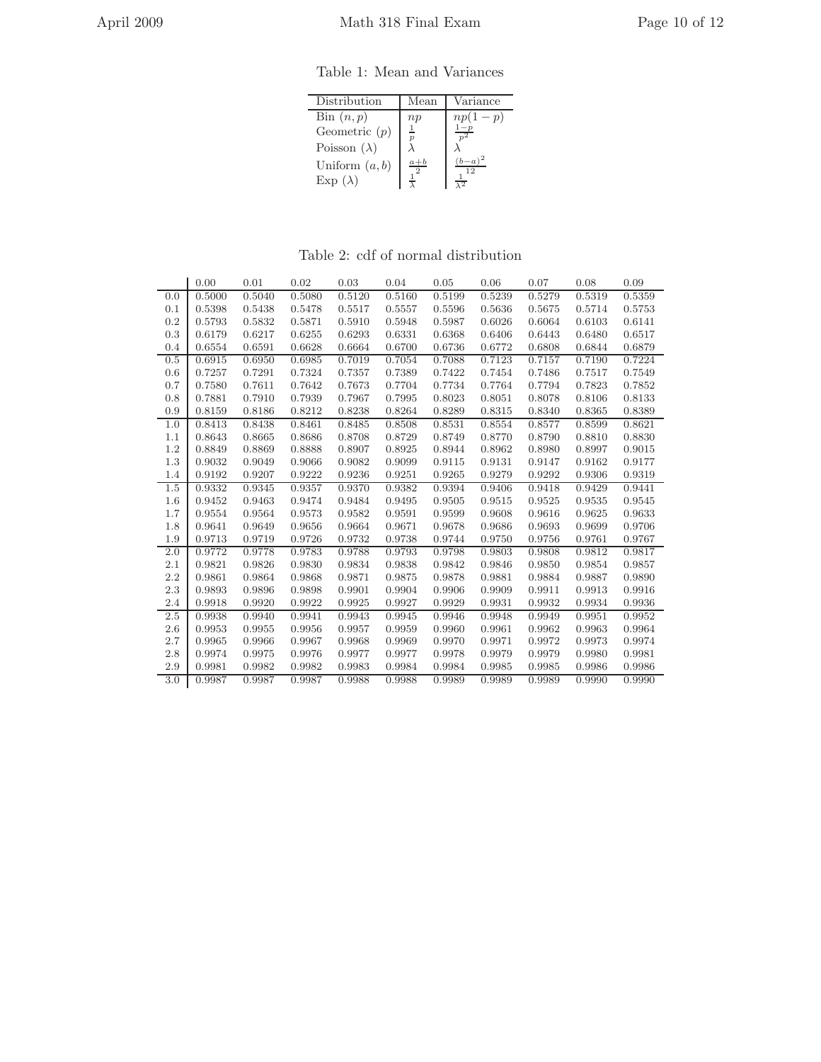Table 1: Mean and Variances

| Distribution | Mean | Variance |
|---|---|---|
| Bin $(n, p)$ | $np$ | $np(1-p)$ |
| Geometric $(p)$ | $\frac{1}{p}$ | $\frac{1-p}{p^2}$ |
| Poisson $(\lambda)$ | $\lambda$ | $\lambda$ |
| Uniform $(a, b)$ | $\frac{a+b}{2}$ | $\frac{(b-a)^2}{12}$ |
| Exp $(\lambda)$ | $\frac{1}{\lambda}$ | $\frac{1}{\lambda^2}$ |

Table 2: cdf of normal distribution

| | 0.00 | 0.01 | 0.02 | 0.03 | 0.04 | 0.05 | 0.06 | 0.07 | 0.08 | 0.09 |
|---|---|---|---|---|---|---|---|---|---|---|
| 0.0 | 0.5000 | 0.5040 | 0.5080 | 0.5120 | 0.5160 | 0.5199 | 0.5239 | 0.5279 | 0.5319 | 0.5359 |
| 0.1 | 0.5398 | 0.5438 | 0.5478 | 0.5517 | 0.5557 | 0.5596 | 0.5636 | 0.5675 | 0.5714 | 0.5753 |
| 0.2 | 0.5793 | 0.5832 | 0.5871 | 0.5910 | 0.5948 | 0.5987 | 0.6026 | 0.6064 | 0.6103 | 0.6141 |
| 0.3 | 0.6179 | 0.6217 | 0.6255 | 0.6293 | 0.6331 | 0.6368 | 0.6406 | 0.6443 | 0.6480 | 0.6517 |
| 0.4 | 0.6554 | 0.6591 | 0.6628 | 0.6664 | 0.6700 | 0.6736 | 0.6772 | 0.6808 | 0.6844 | 0.6879 |
| 0.5 | 0.6915 | 0.6950 | 0.6985 | 0.7019 | 0.7054 | 0.7088 | 0.7123 | 0.7157 | 0.7190 | 0.7224 |
| 0.6 | 0.7257 | 0.7291 | 0.7324 | 0.7357 | 0.7389 | 0.7422 | 0.7454 | 0.7486 | 0.7517 | 0.7549 |
| 0.7 | 0.7580 | 0.7611 | 0.7642 | 0.7673 | 0.7704 | 0.7734 | 0.7764 | 0.7794 | 0.7823 | 0.7852 |
| 0.8 | 0.7881 | 0.7910 | 0.7939 | 0.7967 | 0.7995 | 0.8023 | 0.8051 | 0.8078 | 0.8106 | 0.8133 |
| 0.9 | 0.8159 | 0.8186 | 0.8212 | 0.8238 | 0.8264 | 0.8289 | 0.8315 | 0.8340 | 0.8365 | 0.8389 |
| 1.0 | 0.8413 | 0.8438 | 0.8461 | 0.8485 | 0.8508 | 0.8531 | 0.8554 | 0.8577 | 0.8599 | 0.8621 |
| 1.1 | 0.8643 | 0.8665 | 0.8686 | 0.8708 | 0.8729 | 0.8749 | 0.8770 | 0.8790 | 0.8810 | 0.8830 |
| 1.2 | 0.8849 | 0.8869 | 0.8888 | 0.8907 | 0.8925 | 0.8944 | 0.8962 | 0.8980 | 0.8997 | 0.9015 |
| 1.3 | 0.9032 | 0.9049 | 0.9066 | 0.9082 | 0.9099 | 0.9115 | 0.9131 | 0.9147 | 0.9162 | 0.9177 |
| 1.4 | 0.9192 | 0.9207 | 0.9222 | 0.9236 | 0.9251 | 0.9265 | 0.9279 | 0.9292 | 0.9306 | 0.9319 |
| 1.5 | 0.9332 | 0.9345 | 0.9357 | 0.9370 | 0.9382 | 0.9394 | 0.9406 | 0.9418 | 0.9429 | 0.9441 |
| 1.6 | 0.9452 | 0.9463 | 0.9474 | 0.9484 | 0.9495 | 0.9505 | 0.9515 | 0.9525 | 0.9535 | 0.9545 |
| 1.7 | 0.9554 | 0.9564 | 0.9573 | 0.9582 | 0.9591 | 0.9599 | 0.9608 | 0.9616 | 0.9625 | 0.9633 |
| 1.8 | 0.9641 | 0.9649 | 0.9656 | 0.9664 | 0.9671 | 0.9678 | 0.9686 | 0.9693 | 0.9699 | 0.9706 |
| 1.9 | 0.9713 | 0.9719 | 0.9726 | 0.9732 | 0.9738 | 0.9744 | 0.9750 | 0.9756 | 0.9761 | 0.9767 |
| 2.0 | 0.9772 | 0.9778 | 0.9783 | 0.9788 | 0.9793 | 0.9798 | 0.9803 | 0.9808 | 0.9812 | 0.9817 |
| 2.1 | 0.9821 | 0.9826 | 0.9830 | 0.9834 | 0.9838 | 0.9842 | 0.9846 | 0.9850 | 0.9854 | 0.9857 |
| 2.2 | 0.9861 | 0.9864 | 0.9868 | 0.9871 | 0.9875 | 0.9878 | 0.9881 | 0.9884 | 0.9887 | 0.9890 |
| 2.3 | 0.9893 | 0.9896 | 0.9898 | 0.9901 | 0.9904 | 0.9906 | 0.9909 | 0.9911 | 0.9913 | 0.9916 |
| 2.4 | 0.9918 | 0.9920 | 0.9922 | 0.9925 | 0.9927 | 0.9929 | 0.9931 | 0.9932 | 0.9934 | 0.9936 |
| 2.5 | 0.9938 | 0.9940 | 0.9941 | 0.9943 | 0.9945 | 0.9946 | 0.9948 | 0.9949 | 0.9951 | 0.9952 |
| 2.6 | 0.9953 | 0.9955 | 0.9956 | 0.9957 | 0.9959 | 0.9960 | 0.9961 | 0.9962 | 0.9963 | 0.9964 |
| 2.7 | 0.9965 | 0.9966 | 0.9967 | 0.9968 | 0.9969 | 0.9970 | 0.9971 | 0.9972 | 0.9973 | 0.9974 |
| 2.8 | 0.9974 | 0.9975 | 0.9976 | 0.9977 | 0.9977 | 0.9978 | 0.9979 | 0.9979 | 0.9980 | 0.9981 |
| 2.9 | 0.9981 | 0.9982 | 0.9982 | 0.9983 | 0.9984 | 0.9984 | 0.9985 | 0.9985 | 0.9986 | 0.9986 |
| 3.0 | 0.9987 | 0.9987 | 0.9987 | 0.9988 | 0.9988 | 0.9989 | 0.9989 | 0.9989 | 0.9990 | 0.9990 |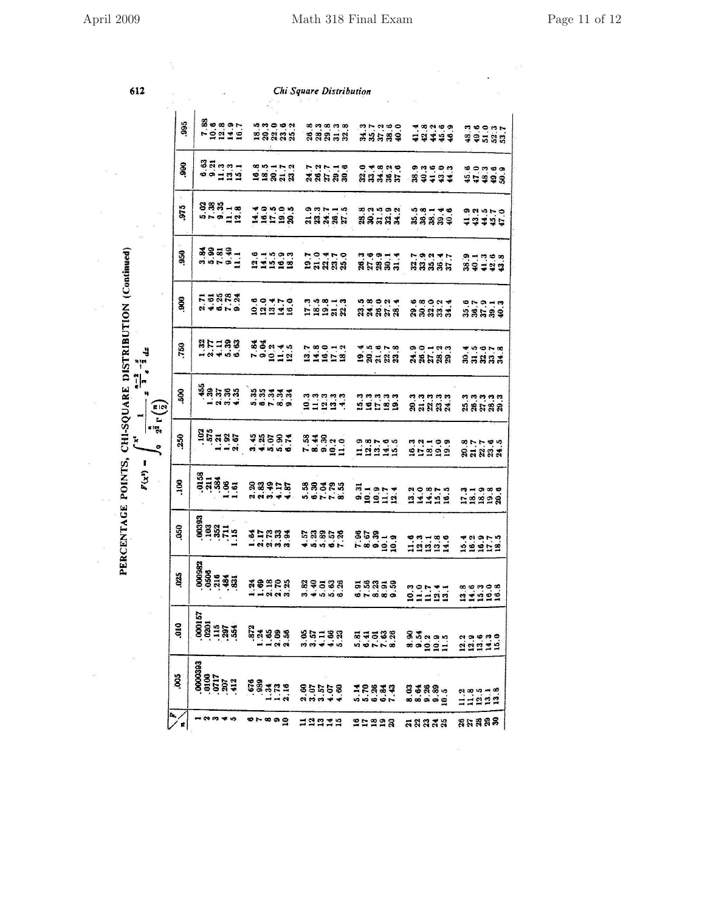# PERCENTAGE POINTS, CHI-SQUARE DISTRIBUTION (Continued)

$$F(\chi^2) = \int_0^{\chi^2} \frac{1}{2^{\frac{n}{2}}\Gamma\left(\frac{n}{2}\right)} x^{\frac{n-2}{2}} e^{-\frac{x}{2}}\, dx$$

| $n$ \ $F$ | .005 | .010 | .025 | .050 | .100 | .250 | .500 | .750 | .900 | .950 | .975 | .990 | .995 |
|---|---|---|---|---|---|---|---|---|---|---|---|---|---|
| 1 | .0000393 | .000157 | .000982 | .00393 | .0158 | .102 | .455 | 1.32 | 2.71 | 3.84 | 5.02 | 6.63 | 7.88 |
| 2 | .0100 | .0201 | .0506 | .103 | .211 | .575 | 1.39 | 2.77 | 4.61 | 5.99 | 7.38 | 9.21 | 10.6 |
| 3 | .0717 | .115 | .216 | .352 | .584 | 1.21 | 2.37 | 4.11 | 6.25 | 7.81 | 9.35 | 11.3 | 12.8 |
| 4 | .207 | .297 | .484 | .711 | 1.06 | 1.92 | 3.36 | 5.39 | 7.78 | 9.49 | 11.1 | 13.3 | 14.9 |
| 5 | .412 | .554 | .831 | 1.15 | 1.61 | 2.67 | 4.35 | 6.63 | 9.24 | 11.1 | 12.8 | 15.1 | 16.7 |
| 6 | .676 | .872 | 1.24 | 1.64 | 2.20 | 3.45 | 5.35 | 7.84 | 10.6 | 12.6 | 14.4 | 16.8 | 18.5 |
| 7 | .989 | 1.24 | 1.69 | 2.17 | 2.83 | 4.25 | 6.35 | 9.04 | 12.0 | 14.1 | 16.0 | 18.5 | 20.3 |
| 8 | 1.34 | 1.65 | 2.18 | 2.73 | 3.49 | 5.07 | 7.34 | 10.2 | 13.4 | 15.5 | 17.5 | 20.1 | 22.0 |
| 9 | 1.73 | 2.09 | 2.70 | 3.33 | 4.17 | 5.90 | 8.34 | 11.4 | 14.7 | 16.9 | 19.0 | 21.7 | 23.6 |
| 10 | 2.16 | 2.56 | 3.25 | 3.94 | 4.87 | 6.74 | 9.34 | 12.5 | 16.0 | 18.3 | 20.5 | 23.2 | 25.2 |
| 11 | 2.60 | 3.05 | 3.82 | 4.57 | 5.58 | 7.58 | 10.3 | 13.7 | 17.3 | 19.7 | 21.9 | 24.7 | 26.8 |
| 12 | 3.07 | 3.57 | 4.40 | 5.23 | 6.30 | 8.44 | 11.3 | 14.8 | 18.5 | 21.0 | 23.3 | 26.2 | 28.3 |
| 13 | 3.57 | 4.11 | 5.01 | 5.89 | 7.04 | 9.30 | 12.3 | 16.0 | 19.8 | 22.4 | 24.7 | 27.7 | 29.8 |
| 14 | 4.07 | 4.66 | 5.63 | 6.57 | 7.79 | 10.2 | 13.3 | 17.1 | 21.1 | 23.7 | 26.1 | 29.1 | 31.3 |
| 15 | 4.60 | 5.23 | 6.26 | 7.26 | 8.55 | 11.0 | 14.3 | 18.2 | 22.3 | 25.0 | 27.5 | 30.6 | 32.8 |
| 16 | 5.14 | 5.81 | 6.91 | 7.96 | 9.31 | 11.9 | 15.3 | 19.4 | 23.5 | 26.3 | 28.8 | 32.0 | 34.3 |
| 17 | 5.70 | 6.41 | 7.56 | 8.67 | 10.1 | 12.8 | 16.3 | 20.5 | 24.8 | 27.6 | 30.2 | 33.4 | 35.7 |
| 18 | 6.26 | 7.01 | 8.23 | 9.39 | 10.9 | 13.7 | 17.3 | 21.6 | 26.0 | 28.9 | 31.5 | 34.8 | 37.2 |
| 19 | 6.84 | 7.63 | 8.91 | 10.1 | 11.7 | 14.6 | 18.3 | 22.7 | 27.2 | 30.1 | 32.9 | 36.2 | 38.6 |
| 20 | 7.43 | 8.26 | 9.59 | 10.9 | 12.4 | 15.5 | 19.3 | 23.8 | 28.4 | 31.4 | 34.2 | 37.6 | 40.0 |
| 21 | 8.03 | 8.90 | 10.3 | 11.6 | 13.2 | 16.3 | 20.3 | 24.9 | 29.6 | 32.7 | 35.5 | 38.9 | 41.4 |
| 22 | 8.64 | 9.54 | 11.0 | 12.3 | 14.0 | 17.2 | 21.3 | 26.0 | 30.8 | 33.9 | 36.8 | 40.3 | 42.8 |
| 23 | 9.26 | 10.2 | 11.7 | 13.1 | 14.8 | 18.1 | 22.3 | 27.1 | 32.0 | 35.2 | 38.1 | 41.6 | 44.2 |
| 24 | 9.89 | 10.9 | 12.4 | 13.8 | 15.7 | 19.0 | 23.3 | 28.2 | 33.2 | 36.4 | 39.4 | 43.0 | 45.6 |
| 25 | 10.5 | 11.5 | 13.1 | 14.6 | 16.5 | 19.9 | 24.3 | 29.3 | 34.4 | 37.7 | 40.6 | 44.3 | 46.9 |
| 26 | 11.2 | 12.2 | 13.8 | 15.4 | 17.3 | 20.8 | 25.3 | 30.4 | 35.6 | 38.9 | 41.9 | 45.6 | 48.3 |
| 27 | 11.8 | 12.9 | 14.6 | 16.2 | 18.1 | 21.7 | 26.3 | 31.5 | 36.7 | 40.1 | 43.2 | 47.0 | 49.6 |
| 28 | 12.5 | 13.6 | 15.3 | 16.9 | 18.9 | 22.7 | 27.3 | 32.6 | 37.9 | 41.3 | 44.5 | 48.3 | 51.0 |
| 29 | 13.1 | 14.3 | 16.0 | 17.7 | 19.8 | 23.6 | 28.3 | 33.7 | 39.1 | 42.6 | 45.7 | 49.6 | 52.3 |
| 30 | 13.8 | 15.0 | 16.8 | 18.5 | 20.6 | 24.5 | 29.3 | 34.8 | 40.3 | 43.8 | 47.0 | 50.9 | 53.7 |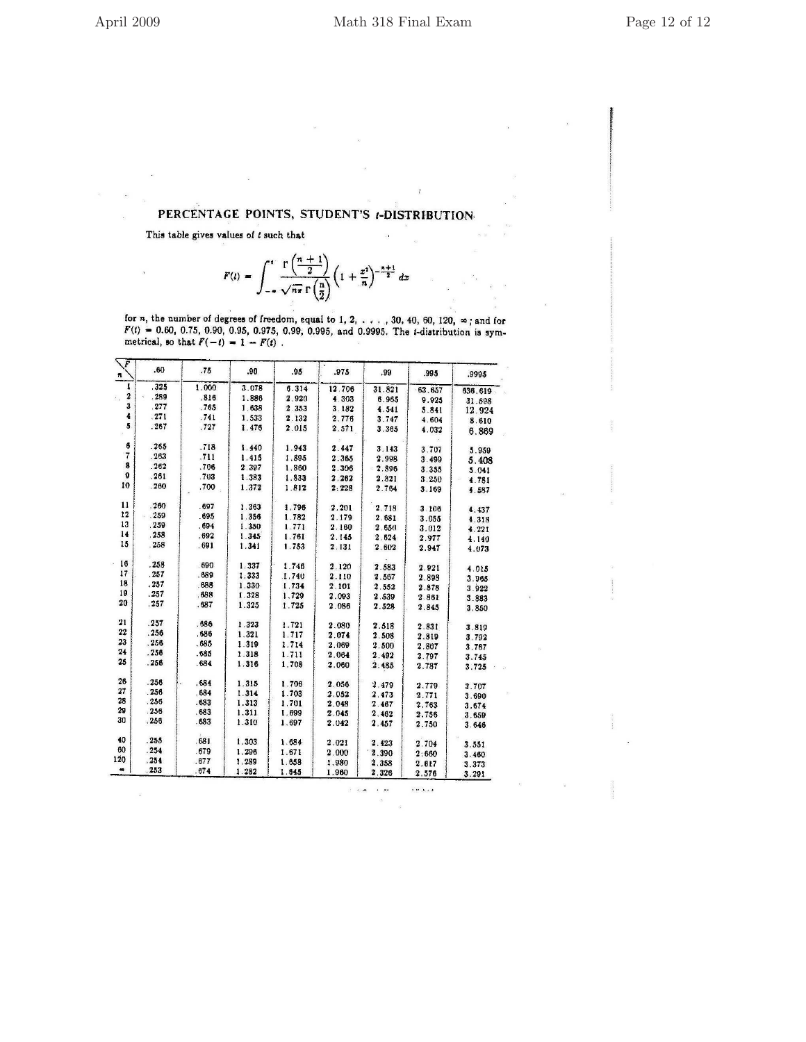## PERCENTAGE POINTS, STUDENT'S $t$-DISTRIBUTION

This table gives values of $t$ such that

$$F(t) = \int_{-\infty}^{t} \frac{\Gamma\left(\frac{n+1}{2}\right)}{\sqrt{n\pi}\,\Gamma\left(\frac{n}{2}\right)} \left(1 + \frac{x^2}{n}\right)^{-\frac{n+1}{2}} dx$$

for $n$, the number of degrees of freedom, equal to 1, 2, . . . , 30, 40, 60, 120, $\infty$; and for $F(t) = 0.60, 0.75, 0.90, 0.95, 0.975, 0.99, 0.995$, and $0.9995$. The $t$-distribution is symmetrical, so that $F(-t) = 1 - F(t)$.

| $n$ \ $F$ | .60 | .75 | .90 | .95 | .975 | .99 | .995 | .9995 |
|---|---|---|---|---|---|---|---|---|
| 1 | .325 | 1.000 | 3.078 | 6.314 | 12.706 | 31.821 | 63.657 | 636.619 |
| 2 | .289 | .816 | 1.886 | 2.920 | 4.303 | 6.965 | 9.925 | 31.598 |
| 3 | .277 | .765 | 1.638 | 2.353 | 3.182 | 4.541 | 5.841 | 12.924 |
| 4 | .271 | .741 | 1.533 | 2.132 | 2.776 | 3.747 | 4.604 | 8.610 |
| 5 | .267 | .727 | 1.476 | 2.015 | 2.571 | 3.365 | 4.032 | 6.869 |
| 6 | .265 | .718 | 1.440 | 1.943 | 2.447 | 3.143 | 3.707 | 5.959 |
| 7 | .263 | .711 | 1.415 | 1.895 | 2.365 | 2.998 | 3.499 | 5.408 |
| 8 | .262 | .706 | 2.397 | 1.860 | 2.306 | 2.896 | 3.355 | 5.041 |
| 9 | .261 | .703 | 1.383 | 1.833 | 2.262 | 2.821 | 3.250 | 4.781 |
| 10 | .260 | .700 | 1.372 | 1.812 | 2.228 | 2.764 | 3.169 | 4.587 |
| 11 | .260 | .697 | 1.363 | 1.796 | 2.201 | 2.718 | 3.106 | 4.437 |
| 12 | .259 | .695 | 1.356 | 1.782 | 2.179 | 2.681 | 3.055 | 4.318 |
| 13 | .259 | .694 | 1.350 | 1.771 | 2.160 | 2.650 | 3.012 | 4.221 |
| 14 | .258 | .692 | 1.345 | 1.761 | 2.145 | 2.624 | 2.977 | 4.140 |
| 15 | .258 | .691 | 1.341 | 1.753 | 2.131 | 2.602 | 2.947 | 4.073 |
| 16 | .258 | .690 | 1.337 | 1.746 | 2.120 | 2.583 | 2.921 | 4.015 |
| 17 | .257 | .689 | 1.333 | 1.740 | 2.110 | 2.567 | 2.898 | 3.965 |
| 18 | .257 | .688 | 1.330 | 1.734 | 2.101 | 2.552 | 2.878 | 3.922 |
| 19 | .257 | .688 | 1.328 | 1.729 | 2.093 | 2.539 | 2.861 | 3.883 |
| 20 | .257 | .687 | 1.325 | 1.725 | 2.086 | 2.528 | 2.845 | 3.850 |
| 21 | .257 | .686 | 1.323 | 1.721 | 2.080 | 2.518 | 2.831 | 3.819 |
| 22 | .256 | .686 | 1.321 | 1.717 | 2.074 | 2.508 | 2.819 | 3.792 |
| 23 | .256 | .685 | 1.319 | 1.714 | 2.069 | 2.500 | 2.807 | 3.767 |
| 24 | .256 | .685 | 1.318 | 1.711 | 2.064 | 2.492 | 2.797 | 3.745 |
| 25 | .256 | .684 | 1.316 | 1.708 | 2.060 | 2.485 | 2.787 | 3.725 |
| 26 | .256 | .684 | 1.315 | 1.706 | 2.056 | 2.479 | 2.779 | 3.707 |
| 27 | .256 | .684 | 1.314 | 1.703 | 2.052 | 2.473 | 2.771 | 3.690 |
| 28 | .256 | .683 | 1.313 | 1.701 | 2.048 | 2.467 | 2.763 | 3.674 |
| 29 | .256 | .683 | 1.311 | 1.699 | 2.045 | 2.462 | 2.756 | 3.659 |
| 30 | .256 | .683 | 1.310 | 1.697 | 2.042 | 2.457 | 2.750 | 3.646 |
| 40 | .255 | .681 | 1.303 | 1.684 | 2.021 | 2.423 | 2.704 | 3.551 |
| 60 | .254 | .679 | 1.296 | 1.671 | 2.000 | 2.390 | 2.660 | 3.460 |
| 120 | .254 | .677 | 1.289 | 1.658 | 1.980 | 2.358 | 2.617 | 3.373 |
| $\infty$ | .253 | .674 | 1.282 | 1.645 | 1.960 | 2.326 | 2.576 | 3.291 |